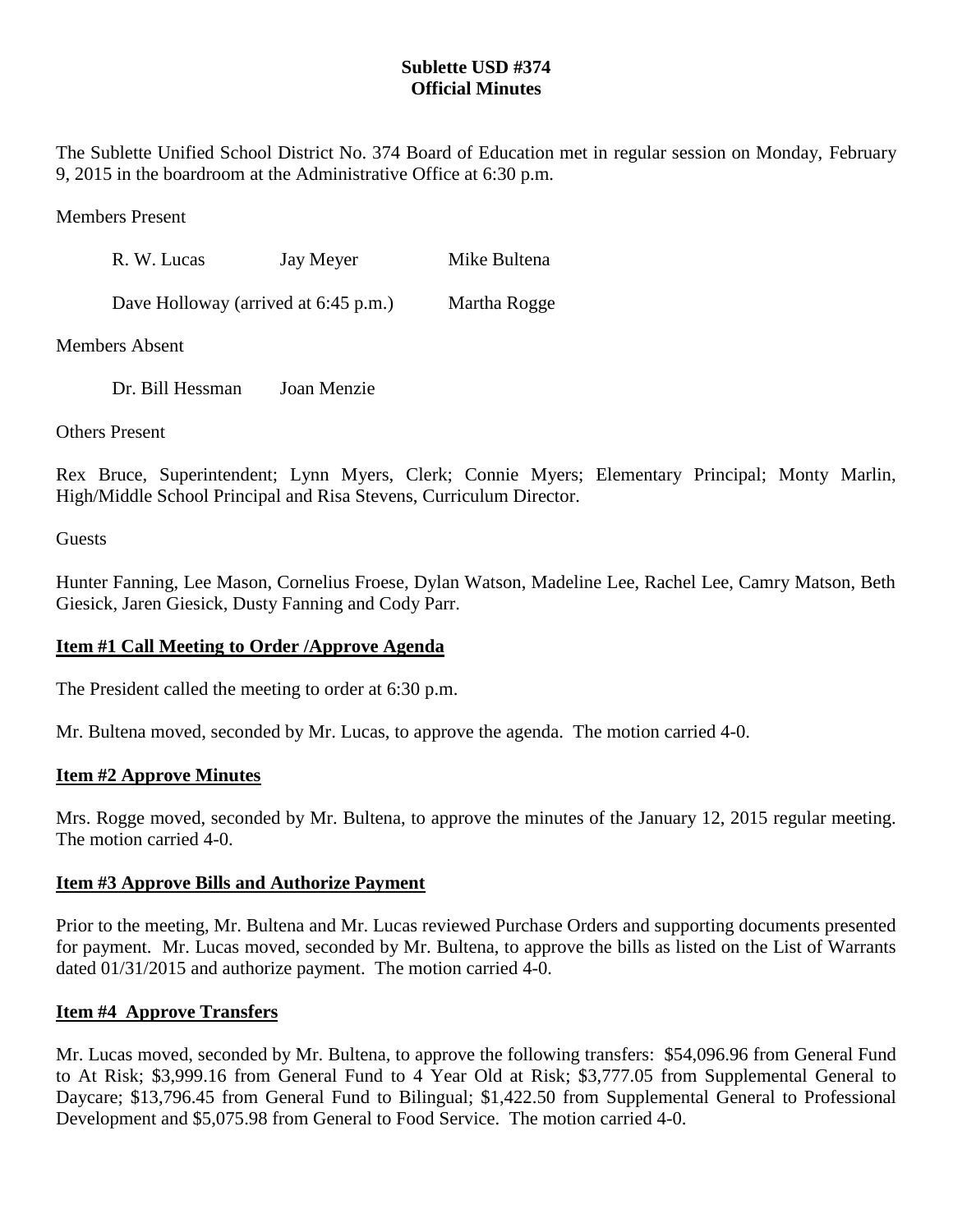**Sublette USD #374**
**Official Minutes**

The Sublette Unified School District No. 374 Board of Education met in regular session on Monday, February 9, 2015 in the boardroom at the Administrative Office at 6:30 p.m.

Members Present

R. W. Lucas    Jay Meyer    Mike Bultena

Dave Holloway (arrived at 6:45 p.m.)    Martha Rogge

Members Absent

Dr. Bill Hessman    Joan Menzie

Others Present

Rex Bruce, Superintendent; Lynn Myers, Clerk; Connie Myers; Elementary Principal; Monty Marlin, High/Middle School Principal and Risa Stevens, Curriculum Director.

Guests

Hunter Fanning, Lee Mason, Cornelius Froese, Dylan Watson, Madeline Lee, Rachel Lee, Camry Matson, Beth Giesick, Jaren Giesick, Dusty Fanning and Cody Parr.

## Item #1 Call Meeting to Order /Approve Agenda

The President called the meeting to order at 6:30 p.m.

Mr. Bultena moved, seconded by Mr. Lucas, to approve the agenda. The motion carried 4-0.

## Item #2 Approve Minutes

Mrs. Rogge moved, seconded by Mr. Bultena, to approve the minutes of the January 12, 2015 regular meeting. The motion carried 4-0.

## Item #3 Approve Bills and Authorize Payment

Prior to the meeting, Mr. Bultena and Mr. Lucas reviewed Purchase Orders and supporting documents presented for payment. Mr. Lucas moved, seconded by Mr. Bultena, to approve the bills as listed on the List of Warrants dated 01/31/2015 and authorize payment. The motion carried 4-0.

## Item #4 Approve Transfers

Mr. Lucas moved, seconded by Mr. Bultena, to approve the following transfers: $54,096.96 from General Fund to At Risk; $3,999.16 from General Fund to 4 Year Old at Risk; $3,777.05 from Supplemental General to Daycare; $13,796.45 from General Fund to Bilingual; $1,422.50 from Supplemental General to Professional Development and $5,075.98 from General to Food Service. The motion carried 4-0.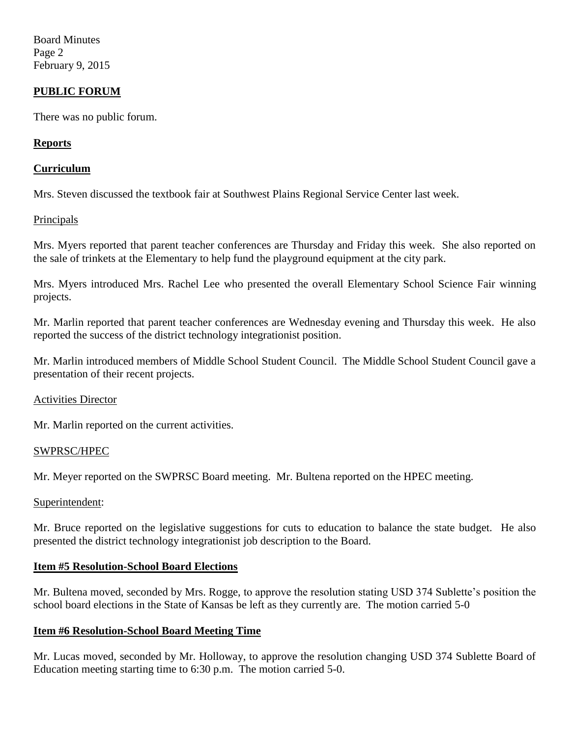## PUBLIC FORUM

There was no public forum.

## Reports

### Curriculum

Mrs. Steven discussed the textbook fair at Southwest Plains Regional Service Center last week.

#### Principals

Mrs. Myers reported that parent teacher conferences are Thursday and Friday this week. She also reported on the sale of trinkets at the Elementary to help fund the playground equipment at the city park.

Mrs. Myers introduced Mrs. Rachel Lee who presented the overall Elementary School Science Fair winning projects.

Mr. Marlin reported that parent teacher conferences are Wednesday evening and Thursday this week. He also reported the success of the district technology integrationist position.

Mr. Marlin introduced members of Middle School Student Council. The Middle School Student Council gave a presentation of their recent projects.

#### Activities Director

Mr. Marlin reported on the current activities.

#### SWPRSC/HPEC

Mr. Meyer reported on the SWPRSC Board meeting. Mr. Bultena reported on the HPEC meeting.

#### Superintendent:

Mr. Bruce reported on the legislative suggestions for cuts to education to balance the state budget. He also presented the district technology integrationist job description to the Board.

### Item #5 Resolution-School Board Elections

Mr. Bultena moved, seconded by Mrs. Rogge, to approve the resolution stating USD 374 Sublette's position the school board elections in the State of Kansas be left as they currently are. The motion carried 5-0

### Item #6 Resolution-School Board Meeting Time

Mr. Lucas moved, seconded by Mr. Holloway, to approve the resolution changing USD 374 Sublette Board of Education meeting starting time to 6:30 p.m. The motion carried 5-0.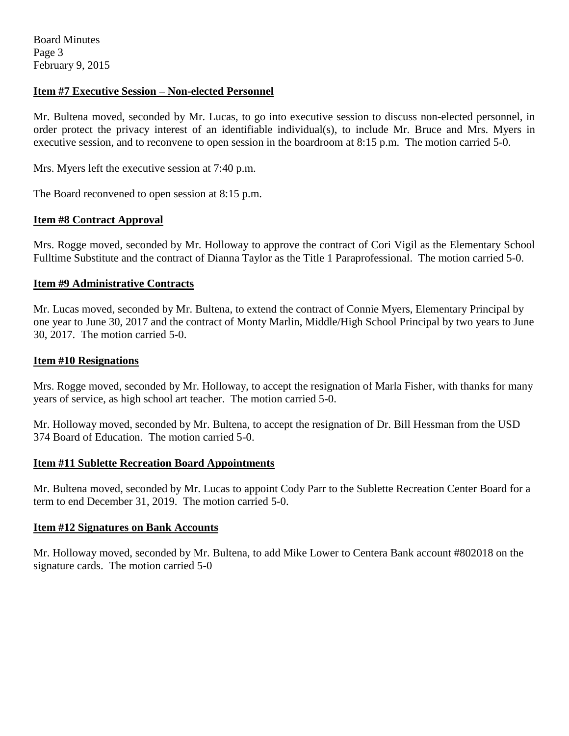### Item #7 Executive Session – Non-elected Personnel

Mr. Bultena moved, seconded by Mr. Lucas, to go into executive session to discuss non-elected personnel, in order protect the privacy interest of an identifiable individual(s), to include Mr. Bruce and Mrs. Myers in executive session, and to reconvene to open session in the boardroom at 8:15 p.m. The motion carried 5-0.

Mrs. Myers left the executive session at 7:40 p.m.

The Board reconvened to open session at 8:15 p.m.

### Item #8 Contract Approval

Mrs. Rogge moved, seconded by Mr. Holloway to approve the contract of Cori Vigil as the Elementary School Fulltime Substitute and the contract of Dianna Taylor as the Title 1 Paraprofessional. The motion carried 5-0.

### Item #9 Administrative Contracts

Mr. Lucas moved, seconded by Mr. Bultena, to extend the contract of Connie Myers, Elementary Principal by one year to June 30, 2017 and the contract of Monty Marlin, Middle/High School Principal by two years to June 30, 2017. The motion carried 5-0.

### Item #10 Resignations

Mrs. Rogge moved, seconded by Mr. Holloway, to accept the resignation of Marla Fisher, with thanks for many years of service, as high school art teacher. The motion carried 5-0.

Mr. Holloway moved, seconded by Mr. Bultena, to accept the resignation of Dr. Bill Hessman from the USD 374 Board of Education. The motion carried 5-0.

### Item #11 Sublette Recreation Board Appointments

Mr. Bultena moved, seconded by Mr. Lucas to appoint Cody Parr to the Sublette Recreation Center Board for a term to end December 31, 2019. The motion carried 5-0.

### Item #12 Signatures on Bank Accounts

Mr. Holloway moved, seconded by Mr. Bultena, to add Mike Lower to Centera Bank account #802018 on the signature cards. The motion carried 5-0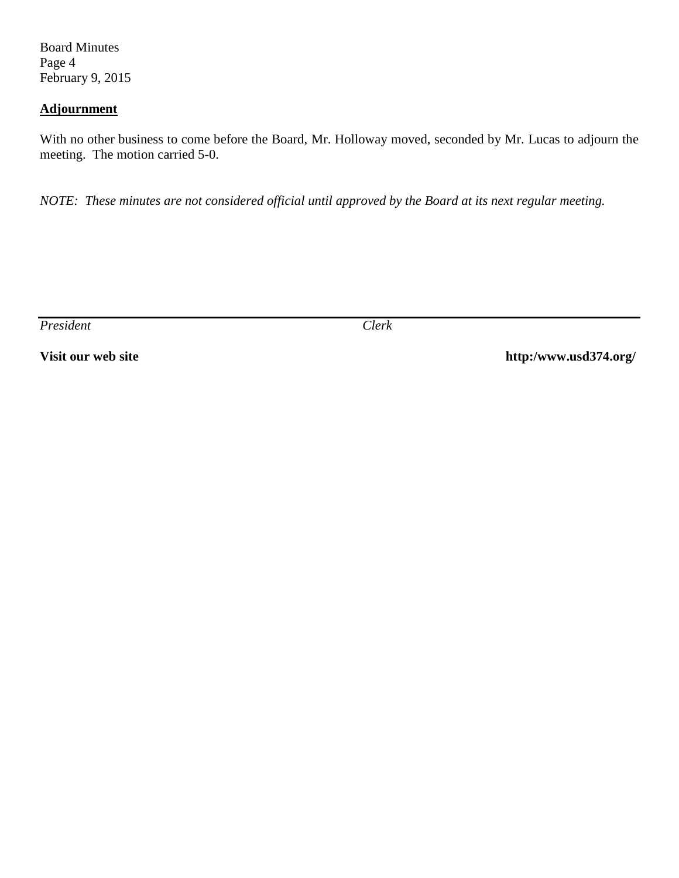**Adjournment**

With no other business to come before the Board, Mr. Holloway moved, seconded by Mr. Lucas to adjourn the meeting. The motion carried 5-0.

*NOTE: These minutes are not considered official until approved by the Board at its next regular meeting.*

*President* *Clerk*

**Visit our web site** **http:/www.usd374.org/**